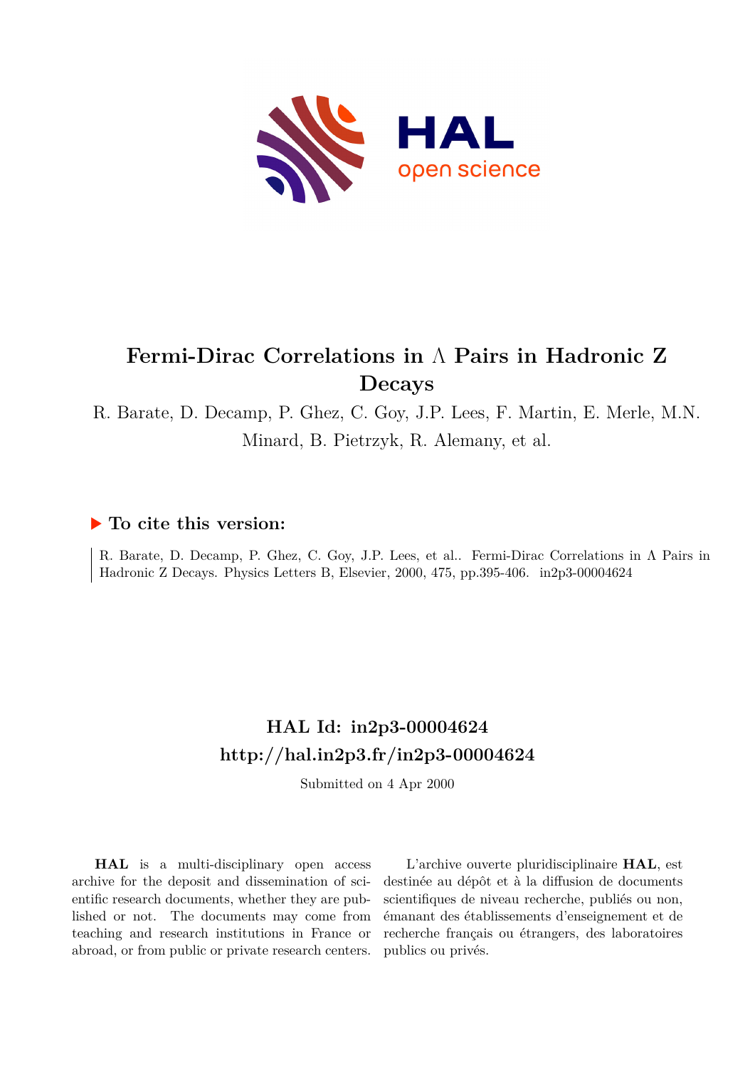# Fermi-Dirac Correlations in $\Lambda$ Pairs in Hadronic Z Decays

R. Barate, D. Decamp, P. Ghez, C. Goy, J.P. Lees, F. Martin, E. Merle, M.N. Minard, B. Pietrzyk, R. Alemany, et al.

## ▶ To cite this version:

R. Barate, D. Decamp, P. Ghez, C. Goy, J.P. Lees, et al.. Fermi-Dirac Correlations in $\Lambda$ Pairs in Hadronic Z Decays. Physics Letters B, Elsevier, 2000, 475, pp.395-406. in2p3-00004624

## HAL Id: in2p3-00004624
## http://hal.in2p3.fr/in2p3-00004624

Submitted on 4 Apr 2000

**HAL** is a multi-disciplinary open access archive for the deposit and dissemination of scientific research documents, whether they are published or not. The documents may come from teaching and research institutions in France or abroad, or from public or private research centers.

L'archive ouverte pluridisciplinaire **HAL**, est destinée au dépôt et à la diffusion de documents scientifiques de niveau recherche, publiés ou non, émanant des établissements d'enseignement et de recherche français ou étrangers, des laboratoires publics ou privés.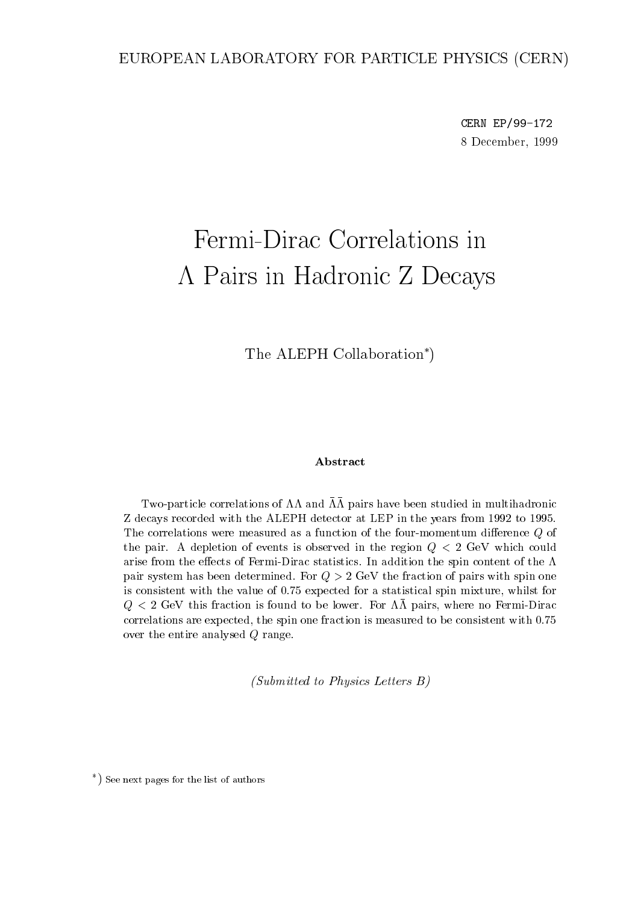EUROPEAN LABORATORY FOR PARTICLE PHYSICS (CERN)

CERN EP/99-172
8 December, 1999

# Fermi-Dirac Correlations in $\Lambda$ Pairs in Hadronic Z Decays

The ALEPH Collaboration*)

### Abstract

Two-particle correlations of $\Lambda\Lambda$ and $\bar{\Lambda}\bar{\Lambda}$ pairs have been studied in multihadronic Z decays recorded with the ALEPH detector at LEP in the years from 1992 to 1995. The correlations were measured as a function of the four-momentum difference $Q$ of the pair. A depletion of events is observed in the region $Q < 2$ GeV which could arise from the effects of Fermi-Dirac statistics. In addition the spin content of the $\Lambda$ pair system has been determined. For $Q > 2$ GeV the fraction of pairs with spin one is consistent with the value of 0.75 expected for a statistical spin mixture, whilst for $Q < 2$ GeV this fraction is found to be lower. For $\Lambda\bar{\Lambda}$ pairs, where no Fermi-Dirac correlations are expected, the spin one fraction is measured to be consistent with 0.75 over the entire analysed $Q$ range.

*(Submitted to Physics Letters B)*

*) See next pages for the list of authors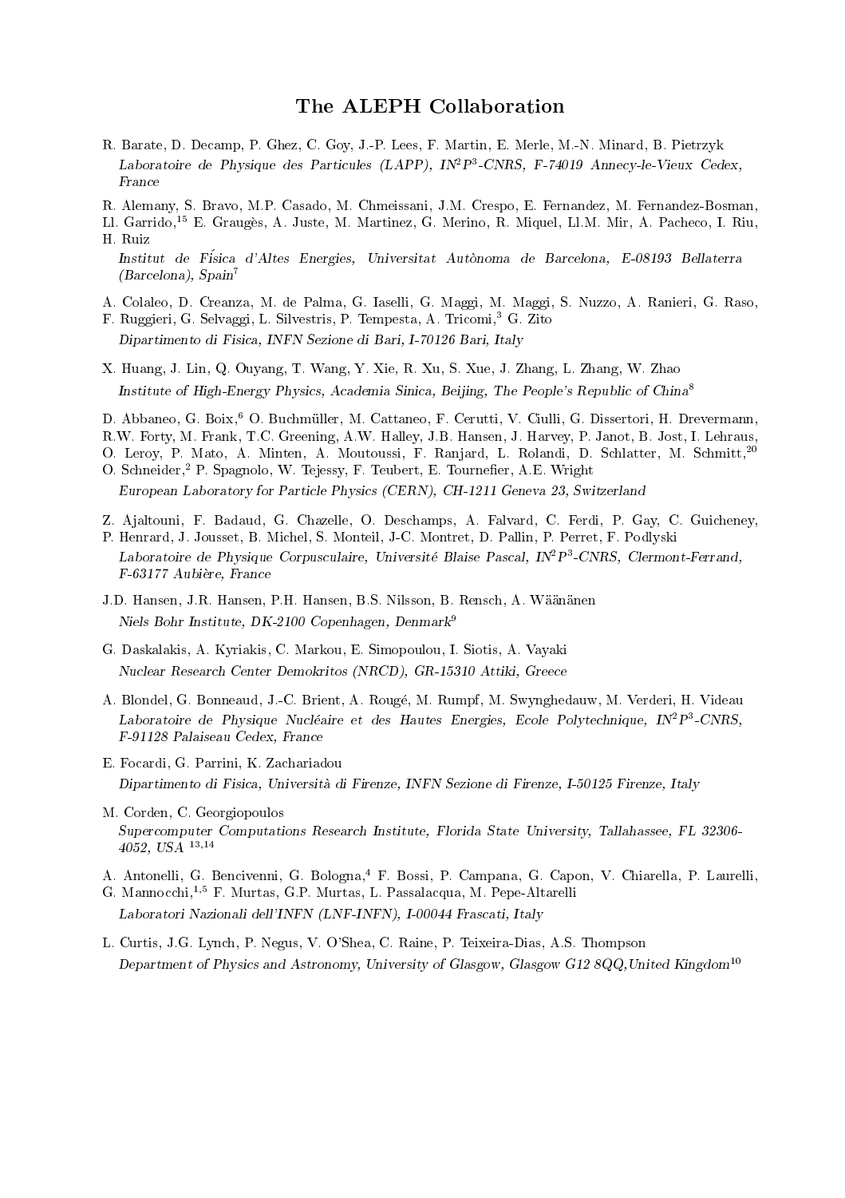# The ALEPH Collaboration

R. Barate, D. Decamp, P. Ghez, C. Goy, J.-P. Lees, F. Martin, E. Merle, M.-N. Minard, B. Pietrzyk

*Laboratoire de Physique des Particules (LAPP), IN$^2$P$^3$-CNRS, F-74019 Annecy-le-Vieux Cedex, France*

R. Alemany, S. Bravo, M.P. Casado, M. Chmeissani, J.M. Crespo, E. Fernandez, M. Fernandez-Bosman, Ll. Garrido,[15] E. Graugès, A. Juste, M. Martinez, G. Merino, R. Miquel, Ll.M. Mir, A. Pacheco, I. Riu, H. Ruiz

*Institut de Física d'Altes Energies, Universitat Autònoma de Barcelona, E-08193 Bellaterra (Barcelona), Spain*[7]

A. Colaleo, D. Creanza, M. de Palma, G. Iaselli, G. Maggi, M. Maggi, S. Nuzzo, A. Ranieri, G. Raso, F. Ruggieri, G. Selvaggi, L. Silvestris, P. Tempesta, A. Tricomi,[3] G. Zito

*Dipartimento di Fisica, INFN Sezione di Bari, I-70126 Bari, Italy*

X. Huang, J. Lin, Q. Ouyang, T. Wang, Y. Xie, R. Xu, S. Xue, J. Zhang, L. Zhang, W. Zhao

*Institute of High-Energy Physics, Academia Sinica, Beijing, The People's Republic of China*[8]

D. Abbaneo, G. Boix,[6] O. Buchmüller, M. Cattaneo, F. Cerutti, V. Ciulli, G. Dissertori, H. Drevermann, R.W. Forty, M. Frank, T.C. Greening, A.W. Halley, J.B. Hansen, J. Harvey, P. Janot, B. Jost, I. Lehraus, O. Leroy, P. Mato, A. Minten, A. Moutoussi, F. Ranjard, L. Rolandi, D. Schlatter, M. Schmitt,[20] O. Schneider,[2] P. Spagnolo, W. Tejessy, F. Teubert, E. Tournefier, A.E. Wright

*European Laboratory for Particle Physics (CERN), CH-1211 Geneva 23, Switzerland*

Z. Ajaltouni, F. Badaud, G. Chazelle, O. Deschamps, A. Falvard, C. Ferdi, P. Gay, C. Guicheney, P. Henrard, J. Jousset, B. Michel, S. Monteil, J-C. Montret, D. Pallin, P. Perret, F. Podlyski

*Laboratoire de Physique Corpusculaire, Université Blaise Pascal, IN$^2$P$^3$-CNRS, Clermont-Ferrand, F-63177 Aubière, France*

J.D. Hansen, J.R. Hansen, P.H. Hansen, B.S. Nilsson, B. Rensch, A. Wäänänen

*Niels Bohr Institute, DK-2100 Copenhagen, Denmark*[9]

G. Daskalakis, A. Kyriakis, C. Markou, E. Simopoulou, I. Siotis, A. Vayaki

*Nuclear Research Center Demokritos (NRCD), GR-15310 Attiki, Greece*

A. Blondel, G. Bonneaud, J.-C. Brient, A. Rougé, M. Rumpf, M. Swynghedauw, M. Verderi, H. Videau

*Laboratoire de Physique Nucléaire et des Hautes Energies, Ecole Polytechnique, IN$^2$P$^3$-CNRS, F-91128 Palaiseau Cedex, France*

E. Focardi, G. Parrini, K. Zachariadou

*Dipartimento di Fisica, Università di Firenze, INFN Sezione di Firenze, I-50125 Firenze, Italy*

M. Corden, C. Georgiopoulos

*Supercomputer Computations Research Institute, Florida State University, Tallahassee, FL 32306-4052, USA* [13,14]

A. Antonelli, G. Bencivenni, G. Bologna,[4] F. Bossi, P. Campana, G. Capon, V. Chiarella, P. Laurelli, G. Mannocchi,[1,5] F. Murtas, G.P. Murtas, L. Passalacqua, M. Pepe-Altarelli

*Laboratori Nazionali dell'INFN (LNF-INFN), I-00044 Frascati, Italy*

L. Curtis, J.G. Lynch, P. Negus, V. O'Shea, C. Raine, P. Teixeira-Dias, A.S. Thompson

*Department of Physics and Astronomy, University of Glasgow, Glasgow G12 8QQ,United Kingdom*[10]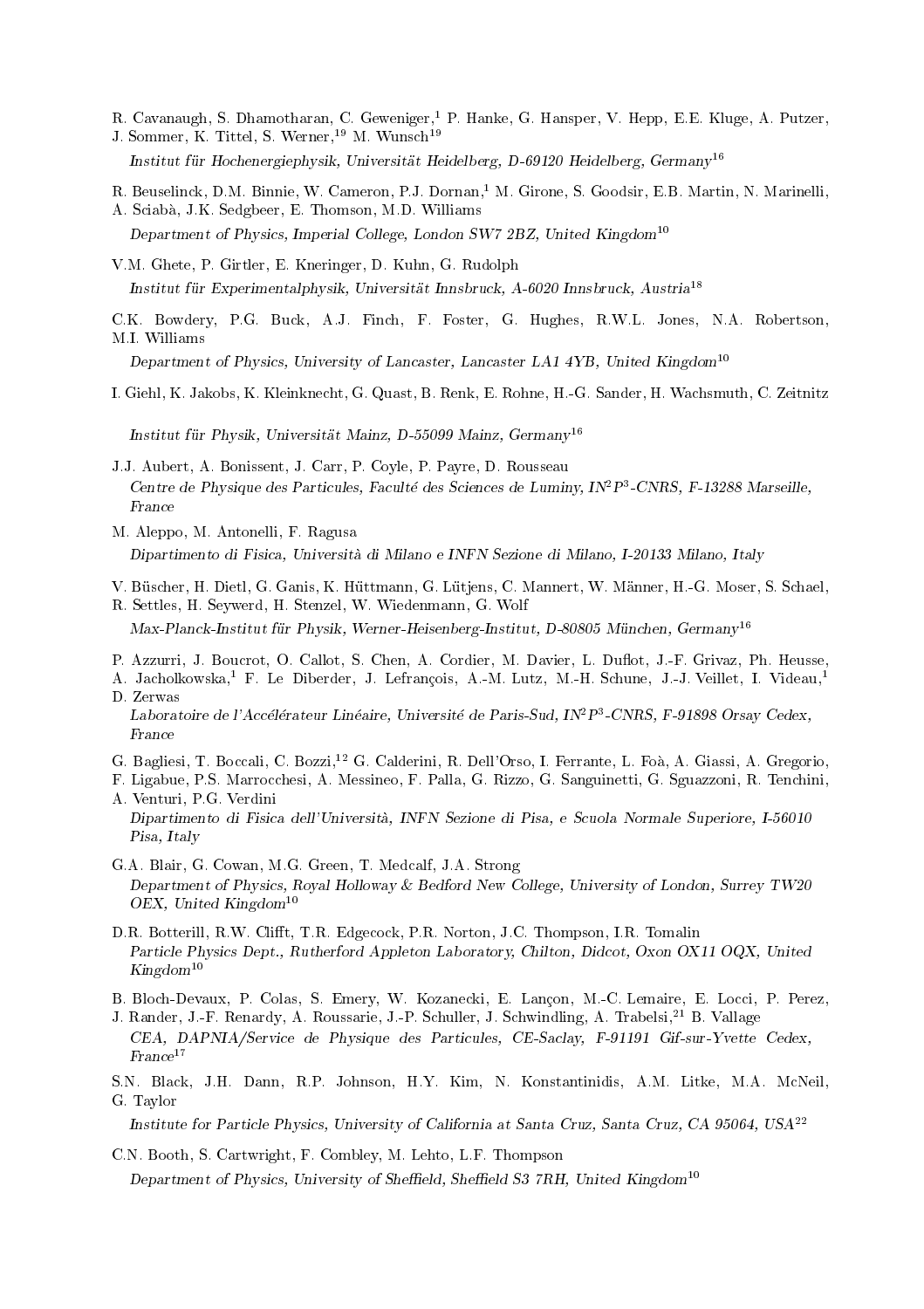R. Cavanaugh, S. Dhamotharan, C. Geweniger,[1] P. Hanke, G. Hansper, V. Hepp, E.E. Kluge, A. Putzer, J. Sommer, K. Tittel, S. Werner,[19] M. Wunsch[19]

*Institut für Hochenergiephysik, Universität Heidelberg, D-69120 Heidelberg, Germany*[16]

R. Beuselinck, D.M. Binnie, W. Cameron, P.J. Dornan,[1] M. Girone, S. Goodsir, E.B. Martin, N. Marinelli, A. Sciabà, J.K. Sedgbeer, E. Thomson, M.D. Williams

*Department of Physics, Imperial College, London SW7 2BZ, United Kingdom*[10]

V.M. Ghete, P. Girtler, E. Kneringer, D. Kuhn, G. Rudolph

*Institut für Experimentalphysik, Universität Innsbruck, A-6020 Innsbruck, Austria*[18]

C.K. Bowdery, P.G. Buck, A.J. Finch, F. Foster, G. Hughes, R.W.L. Jones, N.A. Robertson, M.I. Williams

*Department of Physics, University of Lancaster, Lancaster LA1 4YB, United Kingdom*[10]

I. Giehl, K. Jakobs, K. Kleinknecht, G. Quast, B. Renk, E. Rohne, H.-G. Sander, H. Wachsmuth, C. Zeitnitz

*Institut für Physik, Universität Mainz, D-55099 Mainz, Germany*[16]

J.J. Aubert, A. Bonissent, J. Carr, P. Coyle, P. Payre, D. Rousseau

*Centre de Physique des Particules, Faculté des Sciences de Luminy, IN$^2$P$^3$-CNRS, F-13288 Marseille, France*

M. Aleppo, M. Antonelli, F. Ragusa

*Dipartimento di Fisica, Università di Milano e INFN Sezione di Milano, I-20133 Milano, Italy*

V. Büscher, H. Dietl, G. Ganis, K. Hüttmann, G. Lütjens, C. Mannert, W. Männer, H.-G. Moser, S. Schael, R. Settles, H. Seywerd, H. Stenzel, W. Wiedenmann, G. Wolf

*Max-Planck-Institut für Physik, Werner-Heisenberg-Institut, D-80805 München, Germany*[16]

P. Azzurri, J. Boucrot, O. Callot, S. Chen, A. Cordier, M. Davier, L. Duflot, J.-F. Grivaz, Ph. Heusse, A. Jacholkowska,[1] F. Le Diberder, J. Lefrançois, A.-M. Lutz, M.-H. Schune, J.-J. Veillet, I. Videau,[1] D. Zerwas

*Laboratoire de l'Accélérateur Linéaire, Université de Paris-Sud, IN$^2$P$^3$-CNRS, F-91898 Orsay Cedex, France*

G. Bagliesi, T. Boccali, C. Bozzi,[12] G. Calderini, R. Dell'Orso, I. Ferrante, L. Foà, A. Giassi, A. Gregorio, F. Ligabue, P.S. Marrocchesi, A. Messineo, F. Palla, G. Rizzo, G. Sanguinetti, G. Sguazzoni, R. Tenchini, A. Venturi, P.G. Verdini

*Dipartimento di Fisica dell'Università, INFN Sezione di Pisa, e Scuola Normale Superiore, I-56010 Pisa, Italy*

G.A. Blair, G. Cowan, M.G. Green, T. Medcalf, J.A. Strong

*Department of Physics, Royal Holloway & Bedford New College, University of London, Surrey TW20 OEX, United Kingdom*[10]

D.R. Botterill, R.W. Clifft, T.R. Edgecock, P.R. Norton, J.C. Thompson, I.R. Tomalin

*Particle Physics Dept., Rutherford Appleton Laboratory, Chilton, Didcot, Oxon OX11 OQX, United Kingdom*[10]

B. Bloch-Devaux, P. Colas, S. Emery, W. Kozanecki, E. Lançon, M.-C. Lemaire, E. Locci, P. Perez, J. Rander, J.-F. Renardy, A. Roussarie, J.-P. Schuller, J. Schwindling, A. Trabelsi,[21] B. Vallage

*CEA, DAPNIA/Service de Physique des Particules, CE-Saclay, F-91191 Gif-sur-Yvette Cedex, France*[17]

S.N. Black, J.H. Dann, R.P. Johnson, H.Y. Kim, N. Konstantinidis, A.M. Litke, M.A. McNeil, G. Taylor

*Institute for Particle Physics, University of California at Santa Cruz, Santa Cruz, CA 95064, USA*[22]

C.N. Booth, S. Cartwright, F. Combley, M. Lehto, L.F. Thompson

*Department of Physics, University of Sheffield, Sheffield S3 7RH, United Kingdom*[10]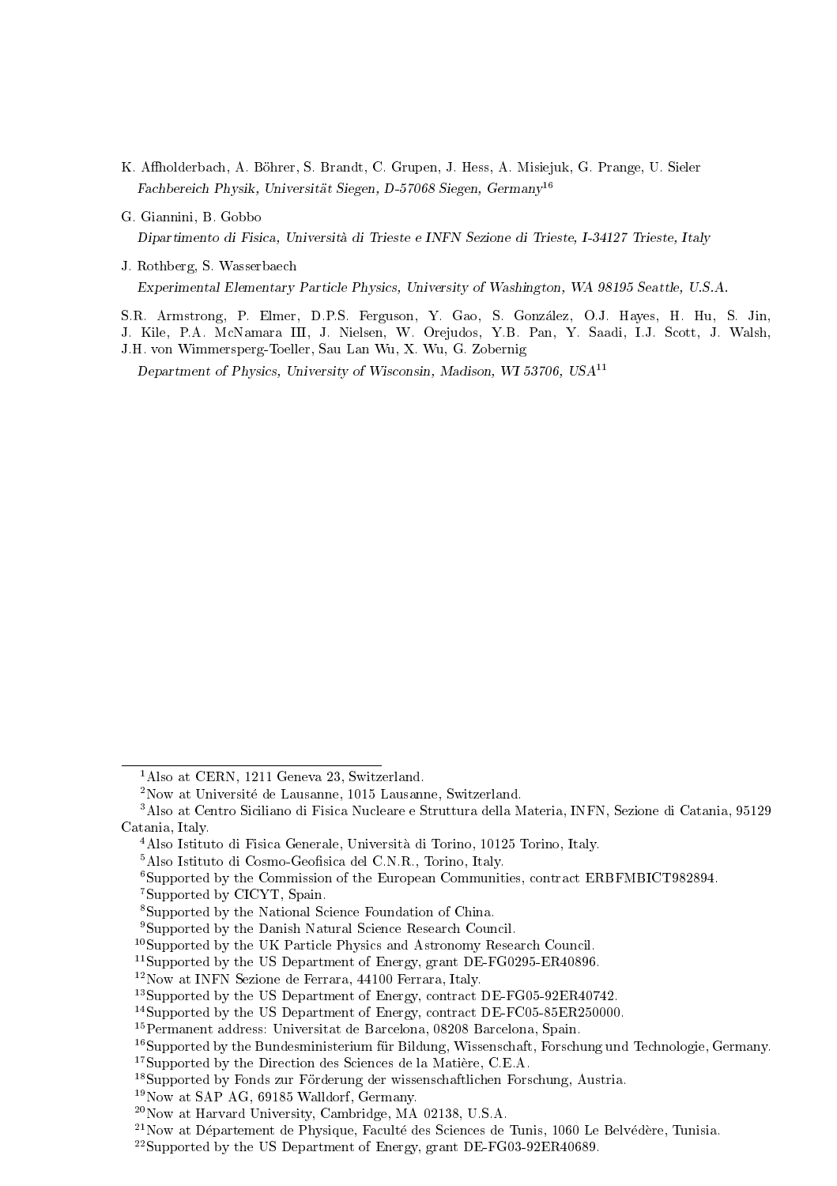K. Affholderbach, A. Böhrer, S. Brandt, C. Grupen, J. Hess, A. Misiejuk, G. Prange, U. Sieler

*Fachbereich Physik, Universität Siegen, D-57068 Siegen, Germany*[16]

G. Giannini, B. Gobbo

*Dipartimento di Fisica, Università di Trieste e INFN Sezione di Trieste, I-34127 Trieste, Italy*

J. Rothberg, S. Wasserbaech

*Experimental Elementary Particle Physics, University of Washington, WA 98195 Seattle, U.S.A.*

S.R. Armstrong, P. Elmer, D.P.S. Ferguson, Y. Gao, S. González, O.J. Hayes, H. Hu, S. Jin, J. Kile, P.A. McNamara III, J. Nielsen, W. Orejudos, Y.B. Pan, Y. Saadi, I.J. Scott, J. Walsh, J.H. von Wimmersperg-Toeller, Sau Lan Wu, X. Wu, G. Zobernig

*Department of Physics, University of Wisconsin, Madison, WI 53706, USA*[11]

---

[1] Also at CERN, 1211 Geneva 23, Switzerland.

[2] Now at Université de Lausanne, 1015 Lausanne, Switzerland.

[3] Also at Centro Siciliano di Fisica Nucleare e Struttura della Materia, INFN, Sezione di Catania, 95129 Catania, Italy.

[4] Also Istituto di Fisica Generale, Università di Torino, 10125 Torino, Italy.

[5] Also Istituto di Cosmo-Geofisica del C.N.R., Torino, Italy.

[6] Supported by the Commission of the European Communities, contract ERBFMBICT982894.

[7] Supported by CICYT, Spain.

[8] Supported by the National Science Foundation of China.

[9] Supported by the Danish Natural Science Research Council.

[10] Supported by the UK Particle Physics and Astronomy Research Council.

[11] Supported by the US Department of Energy, grant DE-FG0295-ER40896.

[12] Now at INFN Sezione de Ferrara, 44100 Ferrara, Italy.

[13] Supported by the US Department of Energy, contract DE-FG05-92ER40742.

[14] Supported by the US Department of Energy, contract DE-FC05-85ER250000.

[15] Permanent address: Universitat de Barcelona, 08208 Barcelona, Spain.

[16] Supported by the Bundesministerium für Bildung, Wissenschaft, Forschung und Technologie, Germany.

[17] Supported by the Direction des Sciences de la Matière, C.E.A.

[18] Supported by Fonds zur Förderung der wissenschaftlichen Forschung, Austria.

[19] Now at SAP AG, 69185 Walldorf, Germany.

[20] Now at Harvard University, Cambridge, MA 02138, U.S.A.

[21] Now at Département de Physique, Faculté des Sciences de Tunis, 1060 Le Belvédère, Tunisia.

[22] Supported by the US Department of Energy, grant DE-FG03-92ER40689.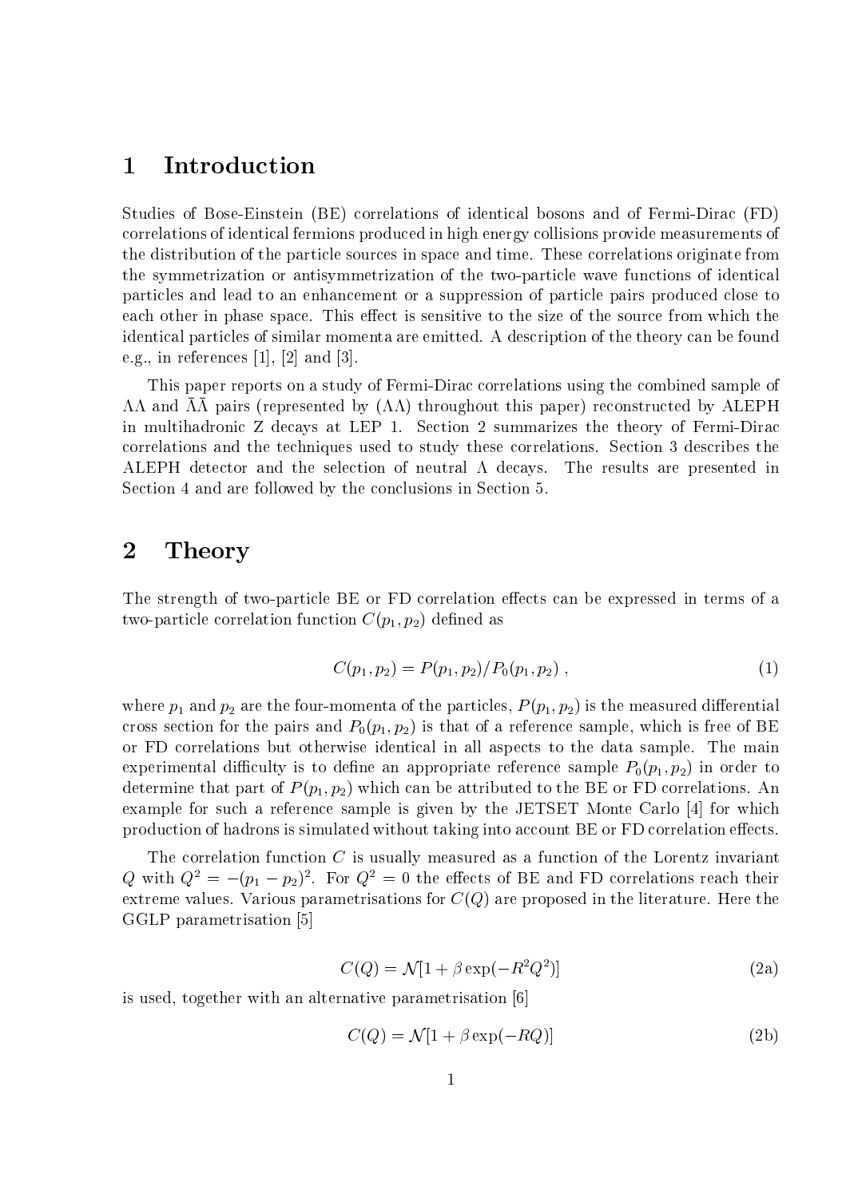# 1 Introduction

Studies of Bose-Einstein (BE) correlations of identical bosons and of Fermi-Dirac (FD) correlations of identical fermions produced in high energy collisions provide measurements of the distribution of the particle sources in space and time. These correlations originate from the symmetrization or antisymmetrization of the two-particle wave functions of identical particles and lead to an enhancement or a suppression of particle pairs produced close to each other in phase space. This effect is sensitive to the size of the source from which the identical particles of similar momenta are emitted. A description of the theory can be found e.g., in references [1], [2] and [3].

This paper reports on a study of Fermi-Dirac correlations using the combined sample of $\Lambda\Lambda$ and $\bar{\Lambda}\bar{\Lambda}$ pairs (represented by $(\Lambda\Lambda)$ throughout this paper) reconstructed by ALEPH in multihadronic Z decays at LEP 1. Section 2 summarizes the theory of Fermi-Dirac correlations and the techniques used to study these correlations. Section 3 describes the ALEPH detector and the selection of neutral $\Lambda$ decays. The results are presented in Section 4 and are followed by the conclusions in Section 5.

# 2 Theory

The strength of two-particle BE or FD correlation effects can be expressed in terms of a two-particle correlation function $C(p_1, p_2)$ defined as

$$C(p_1, p_2) = P(p_1, p_2)/P_0(p_1, p_2) \ , \tag{1}$$

where $p_1$ and $p_2$ are the four-momenta of the particles, $P(p_1, p_2)$ is the measured differential cross section for the pairs and $P_0(p_1, p_2)$ is that of a reference sample, which is free of BE or FD correlations but otherwise identical in all aspects to the data sample. The main experimental difficulty is to define an appropriate reference sample $P_0(p_1, p_2)$ in order to determine that part of $P(p_1, p_2)$ which can be attributed to the BE or FD correlations. An example for such a reference sample is given by the JETSET Monte Carlo [4] for which production of hadrons is simulated without taking into account BE or FD correlation effects.

The correlation function $C$ is usually measured as a function of the Lorentz invariant $Q$ with $Q^2 = -(p_1 - p_2)^2$. For $Q^2 = 0$ the effects of BE and FD correlations reach their extreme values. Various parametrisations for $C(Q)$ are proposed in the literature. Here the GGLP parametrisation [5]

$$C(Q) = \mathcal{N}[1 + \beta \exp(-R^2 Q^2)] \tag{2a}$$

is used, together with an alternative parametrisation [6]

$$C(Q) = \mathcal{N}[1 + \beta \exp(-RQ)] \tag{2b}$$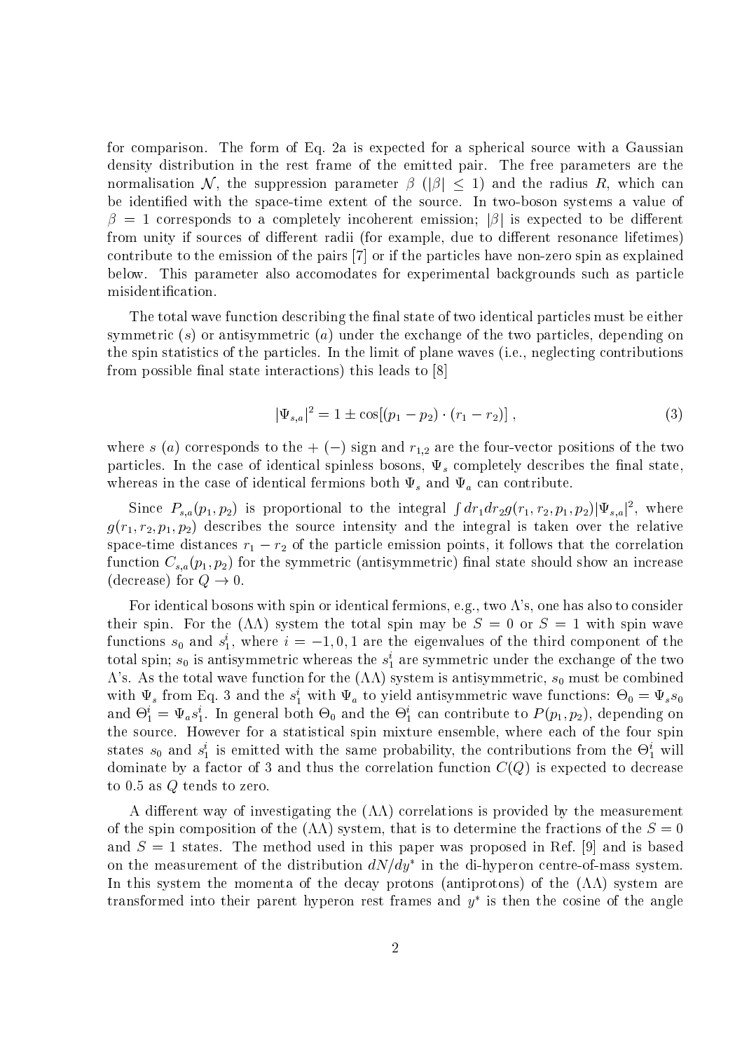for comparison. The form of Eq. 2a is expected for a spherical source with a Gaussian density distribution in the rest frame of the emitted pair. The free parameters are the normalisation $\mathcal{N}$, the suppression parameter $\beta$ ($|\beta| \leq 1$) and the radius $R$, which can be identified with the space-time extent of the source. In two-boson systems a value of $\beta = 1$ corresponds to a completely incoherent emission; $|\beta|$ is expected to be different from unity if sources of different radii (for example, due to different resonance lifetimes) contribute to the emission of the pairs [7] or if the particles have non-zero spin as explained below. This parameter also accomodates for experimental backgrounds such as particle misidentification.

The total wave function describing the final state of two identical particles must be either symmetric ($s$) or antisymmetric ($a$) under the exchange of the two particles, depending on the spin statistics of the particles. In the limit of plane waves (i.e., neglecting contributions from possible final state interactions) this leads to [8]

$$|\Psi_{s,a}|^2 = 1 \pm \cos[(p_1 - p_2) \cdot (r_1 - r_2)] \,, \tag{3}$$

where $s$ ($a$) corresponds to the $+$ ($-$) sign and $r_{1,2}$ are the four-vector positions of the two particles. In the case of identical spinless bosons, $\Psi_s$ completely describes the final state, whereas in the case of identical fermions both $\Psi_s$ and $\Psi_a$ can contribute.

Since $P_{s,a}(p_1, p_2)$ is proportional to the integral $\int dr_1 dr_2 g(r_1, r_2, p_1, p_2)|\Psi_{s,a}|^2$, where $g(r_1, r_2, p_1, p_2)$ describes the source intensity and the integral is taken over the relative space-time distances $r_1 - r_2$ of the particle emission points, it follows that the correlation function $C_{s,a}(p_1, p_2)$ for the symmetric (antisymmetric) final state should show an increase (decrease) for $Q \to 0$.

For identical bosons with spin or identical fermions, e.g., two $\Lambda$'s, one has also to consider their spin. For the ($\Lambda\Lambda$) system the total spin may be $S = 0$ or $S = 1$ with spin wave functions $s_0$ and $s_1^i$, where $i = -1, 0, 1$ are the eigenvalues of the third component of the total spin; $s_0$ is antisymmetric whereas the $s_1^i$ are symmetric under the exchange of the two $\Lambda$'s. As the total wave function for the ($\Lambda\Lambda$) system is antisymmetric, $s_0$ must be combined with $\Psi_s$ from Eq. 3 and the $s_1^i$ with $\Psi_a$ to yield antisymmetric wave functions: $\Theta_0 = \Psi_s s_0$ and $\Theta_1^i = \Psi_a s_1^i$. In general both $\Theta_0$ and the $\Theta_1^i$ can contribute to $P(p_1, p_2)$, depending on the source. However for a statistical spin mixture ensemble, where each of the four spin states $s_0$ and $s_1^i$ is emitted with the same probability, the contributions from the $\Theta_1^i$ will dominate by a factor of 3 and thus the correlation function $C(Q)$ is expected to decrease to 0.5 as $Q$ tends to zero.

A different way of investigating the ($\Lambda\Lambda$) correlations is provided by the measurement of the spin composition of the ($\Lambda\Lambda$) system, that is to determine the fractions of the $S = 0$ and $S = 1$ states. The method used in this paper was proposed in Ref. [9] and is based on the measurement of the distribution $dN/dy^*$ in the di-hyperon centre-of-mass system. In this system the momenta of the decay protons (antiprotons) of the ($\Lambda\Lambda$) system are transformed into their parent hyperon rest frames and $y^*$ is then the cosine of the angle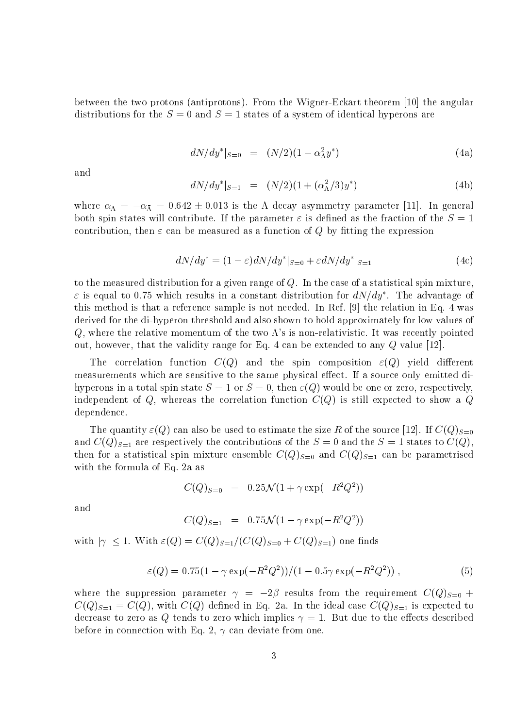between the two protons (antiprotons). From the Wigner-Eckart theorem [10] the angular distributions for the $S = 0$ and $S = 1$ states of a system of identical hyperons are

$$dN/dy^*|_{S=0} \;=\; (N/2)(1 - \alpha_\Lambda^2 y^*) \tag{4a}$$

and

$$dN/dy^*|_{S=1} \;=\; (N/2)(1 + (\alpha_\Lambda^2/3)y^*) \tag{4b}$$

where $\alpha_\Lambda = -\alpha_{\bar{\Lambda}} = 0.642 \pm 0.013$ is the $\Lambda$ decay asymmetry parameter [11]. In general both spin states will contribute. If the parameter $\varepsilon$ is defined as the fraction of the $S = 1$ contribution, then $\varepsilon$ can be measured as a function of $Q$ by fitting the expression

$$dN/dy^* = (1 - \varepsilon)dN/dy^*|_{S=0} + \varepsilon dN/dy^*|_{S=1} \tag{4c}$$

to the measured distribution for a given range of $Q$. In the case of a statistical spin mixture, $\varepsilon$ is equal to 0.75 which results in a constant distribution for $dN/dy^*$. The advantage of this method is that a reference sample is not needed. In Ref. [9] the relation in Eq. 4 was derived for the di-hyperon threshold and also shown to hold approximately for low values of $Q$, where the relative momentum of the two $\Lambda$'s is non-relativistic. It was recently pointed out, however, that the validity range for Eq. 4 can be extended to any $Q$ value [12].

The correlation function $C(Q)$ and the spin composition $\varepsilon(Q)$ yield different measurements which are sensitive to the same physical effect. If a source only emitted di-hyperons in a total spin state $S = 1$ or $S = 0$, then $\varepsilon(Q)$ would be one or zero, respectively, independent of $Q$, whereas the correlation function $C(Q)$ is still expected to show a $Q$ dependence.

The quantity $\varepsilon(Q)$ can also be used to estimate the size $R$ of the source [12]. If $C(Q)_{S=0}$ and $C(Q)_{S=1}$ are respectively the contributions of the $S = 0$ and the $S = 1$ states to $C(Q)$, then for a statistical spin mixture ensemble $C(Q)_{S=0}$ and $C(Q)_{S=1}$ can be parametrised with the formula of Eq. 2a as

$$C(Q)_{S=0} \;=\; 0.25\mathcal{N}(1 + \gamma \exp(-R^2Q^2))$$

and

$$C(Q)_{S=1} \;=\; 0.75\mathcal{N}(1 - \gamma \exp(-R^2Q^2))$$

with $|\gamma| \leq 1$. With $\varepsilon(Q) = C(Q)_{S=1}/(C(Q)_{S=0} + C(Q)_{S=1})$ one finds

$$\varepsilon(Q) = 0.75(1 - \gamma \exp(-R^2Q^2))/(1 - 0.5\gamma \exp(-R^2Q^2)) \; , \tag{5}$$

where the suppression parameter $\gamma = -2\beta$ results from the requirement $C(Q)_{S=0} + C(Q)_{S=1} = C(Q)$, with $C(Q)$ defined in Eq. 2a. In the ideal case $C(Q)_{S=1}$ is expected to decrease to zero as $Q$ tends to zero which implies $\gamma = 1$. But due to the effects described before in connection with Eq. 2, $\gamma$ can deviate from one.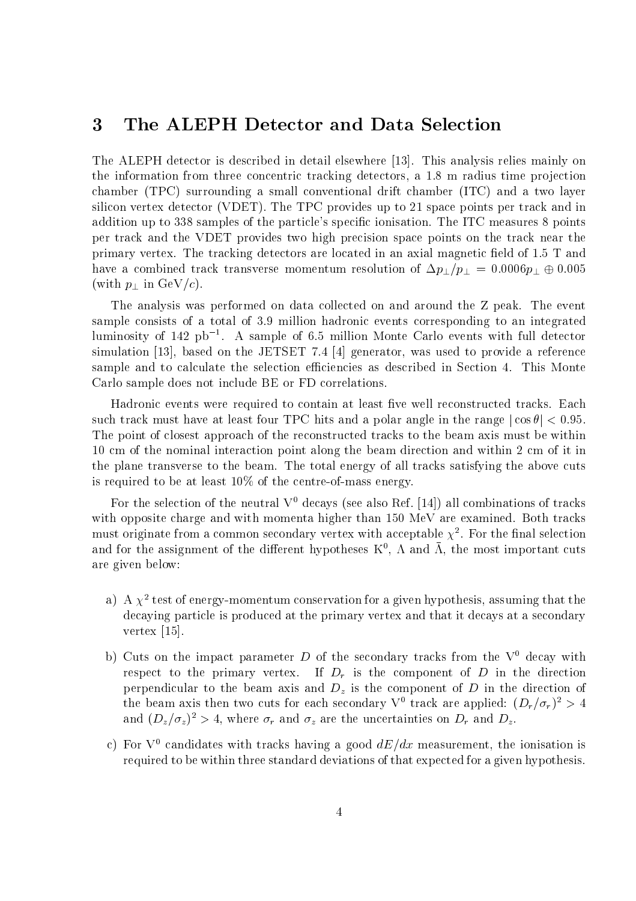# 3 The ALEPH Detector and Data Selection

The ALEPH detector is described in detail elsewhere [13]. This analysis relies mainly on the information from three concentric tracking detectors, a 1.8 m radius time projection chamber (TPC) surrounding a small conventional drift chamber (ITC) and a two layer silicon vertex detector (VDET). The TPC provides up to 21 space points per track and in addition up to 338 samples of the particle's specific ionisation. The ITC measures 8 points per track and the VDET provides two high precision space points on the track near the primary vertex. The tracking detectors are located in an axial magnetic field of 1.5 T and have a combined track transverse momentum resolution of $\Delta p_\perp / p_\perp = 0.0006 p_\perp \oplus 0.005$ (with $p_\perp$ in GeV/$c$).

The analysis was performed on data collected on and around the Z peak. The event sample consists of a total of 3.9 million hadronic events corresponding to an integrated luminosity of 142 pb$^{-1}$. A sample of 6.5 million Monte Carlo events with full detector simulation [13], based on the JETSET 7.4 [4] generator, was used to provide a reference sample and to calculate the selection efficiencies as described in Section 4. This Monte Carlo sample does not include BE or FD correlations.

Hadronic events were required to contain at least five well reconstructed tracks. Each such track must have at least four TPC hits and a polar angle in the range $|\cos\theta| < 0.95$. The point of closest approach of the reconstructed tracks to the beam axis must be within 10 cm of the nominal interaction point along the beam direction and within 2 cm of it in the plane transverse to the beam. The total energy of all tracks satisfying the above cuts is required to be at least 10% of the centre-of-mass energy.

For the selection of the neutral $V^0$ decays (see also Ref. [14]) all combinations of tracks with opposite charge and with momenta higher than 150 MeV are examined. Both tracks must originate from a common secondary vertex with acceptable $\chi^2$. For the final selection and for the assignment of the different hypotheses $K^0$, $\Lambda$ and $\bar{\Lambda}$, the most important cuts are given below:

a) A $\chi^2$ test of energy-momentum conservation for a given hypothesis, assuming that the decaying particle is produced at the primary vertex and that it decays at a secondary vertex [15].

b) Cuts on the impact parameter $D$ of the secondary tracks from the $V^0$ decay with respect to the primary vertex. If $D_r$ is the component of $D$ in the direction perpendicular to the beam axis and $D_z$ is the component of $D$ in the direction of the beam axis then two cuts for each secondary $V^0$ track are applied: $(D_r/\sigma_r)^2 > 4$ and $(D_z/\sigma_z)^2 > 4$, where $\sigma_r$ and $\sigma_z$ are the uncertainties on $D_r$ and $D_z$.

c) For $V^0$ candidates with tracks having a good $dE/dx$ measurement, the ionisation is required to be within three standard deviations of that expected for a given hypothesis.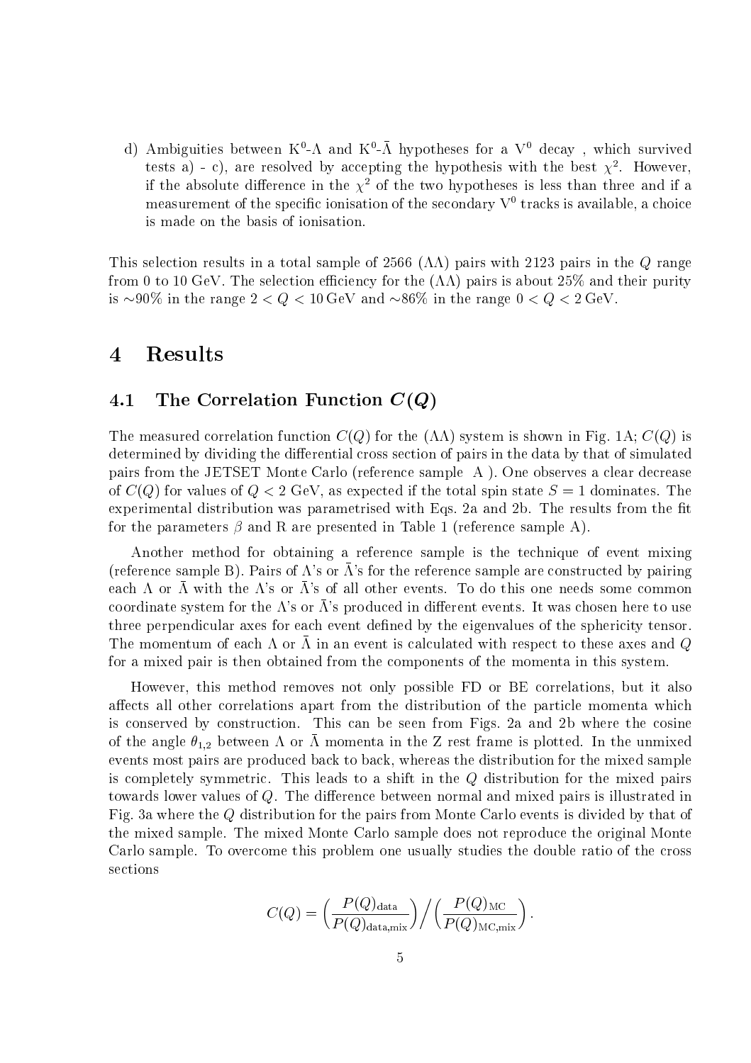d) Ambiguities between $K^0$-$\Lambda$ and $K^0$-$\bar{\Lambda}$ hypotheses for a $V^0$ decay , which survived tests a) - c), are resolved by accepting the hypothesis with the best $\chi^2$. However, if the absolute difference in the $\chi^2$ of the two hypotheses is less than three and if a measurement of the specific ionisation of the secondary $V^0$ tracks is available, a choice is made on the basis of ionisation.

This selection results in a total sample of 2566 $(\Lambda\Lambda)$ pairs with 2123 pairs in the $Q$ range from 0 to 10 GeV. The selection efficiency for the $(\Lambda\Lambda)$ pairs is about 25% and their purity is $\sim$90% in the range $2 < Q < 10$ GeV and $\sim$86% in the range $0 < Q < 2$ GeV.

# 4 Results

## 4.1 The Correlation Function $C(Q)$

The measured correlation function $C(Q)$ for the $(\Lambda\Lambda)$ system is shown in Fig. 1A; $C(Q)$ is determined by dividing the differential cross section of pairs in the data by that of simulated pairs from the JETSET Monte Carlo (reference sample A ). One observes a clear decrease of $C(Q)$ for values of $Q < 2$ GeV, as expected if the total spin state $S = 1$ dominates. The experimental distribution was parametrised with Eqs. 2a and 2b. The results from the fit for the parameters $\beta$ and R are presented in Table 1 (reference sample A).

Another method for obtaining a reference sample is the technique of event mixing (reference sample B). Pairs of $\Lambda$'s or $\bar{\Lambda}$'s for the reference sample are constructed by pairing each $\Lambda$ or $\bar{\Lambda}$ with the $\Lambda$'s or $\bar{\Lambda}$'s of all other events. To do this one needs some common coordinate system for the $\Lambda$'s or $\bar{\Lambda}$'s produced in different events. It was chosen here to use three perpendicular axes for each event defined by the eigenvalues of the sphericity tensor. The momentum of each $\Lambda$ or $\bar{\Lambda}$ in an event is calculated with respect to these axes and $Q$ for a mixed pair is then obtained from the components of the momenta in this system.

However, this method removes not only possible FD or BE correlations, but it also affects all other correlations apart from the distribution of the particle momenta which is conserved by construction. This can be seen from Figs. 2a and 2b where the cosine of the angle $\theta_{1,2}$ between $\Lambda$ or $\bar{\Lambda}$ momenta in the Z rest frame is plotted. In the unmixed events most pairs are produced back to back, whereas the distribution for the mixed sample is completely symmetric. This leads to a shift in the $Q$ distribution for the mixed pairs towards lower values of $Q$. The difference between normal and mixed pairs is illustrated in Fig. 3a where the $Q$ distribution for the pairs from Monte Carlo events is divided by that of the mixed sample. The mixed Monte Carlo sample does not reproduce the original Monte Carlo sample. To overcome this problem one usually studies the double ratio of the cross sections

$$C(Q) = \left(\frac{P(Q)_{\text{data}}}{P(Q)_{\text{data,mix}}}\right) \Big/ \left(\frac{P(Q)_{\text{MC}}}{P(Q)_{\text{MC,mix}}}\right).$$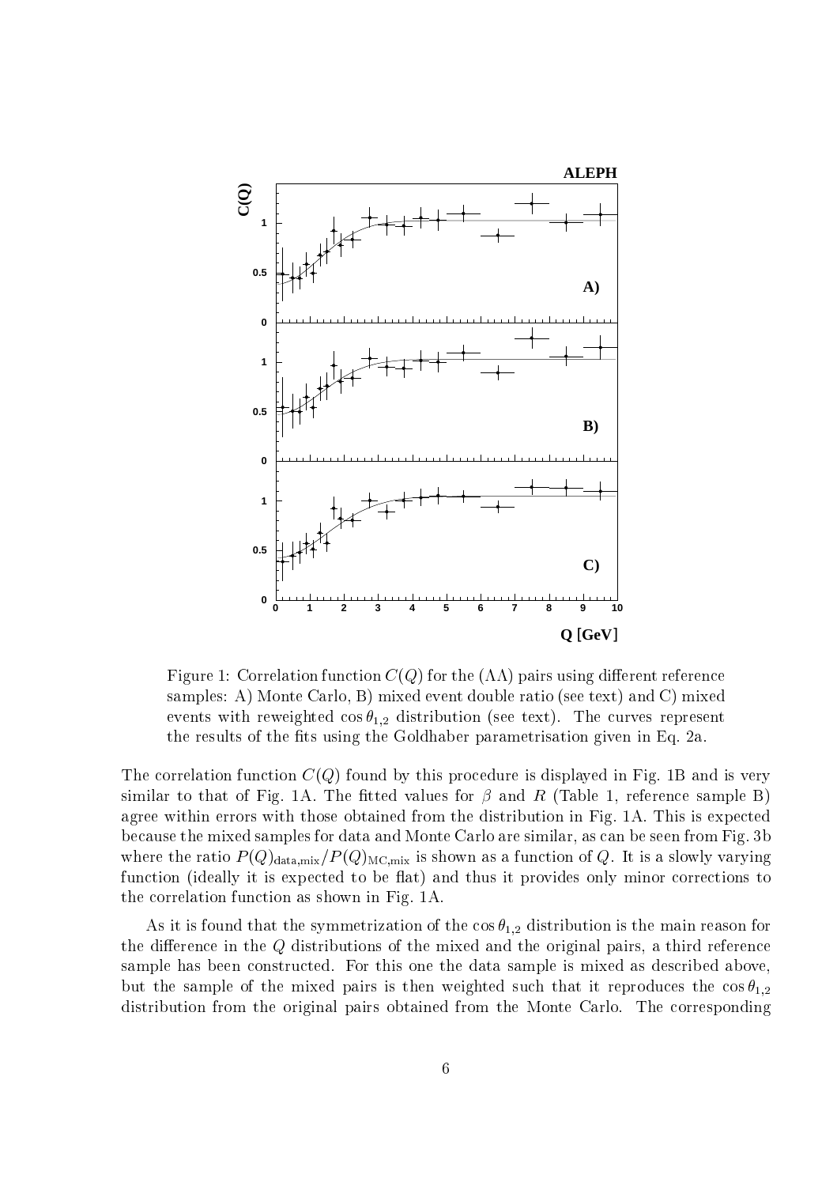Figure 1: Correlation function $C(Q)$ for the $(\Lambda\Lambda)$ pairs using different reference samples: A) Monte Carlo, B) mixed event double ratio (see text) and C) mixed events with reweighted $\cos\theta_{1,2}$ distribution (see text). The curves represent the results of the fits using the Goldhaber parametrisation given in Eq. 2a.

The correlation function $C(Q)$ found by this procedure is displayed in Fig. 1B and is very similar to that of Fig. 1A. The fitted values for $\beta$ and $R$ (Table 1, reference sample B) agree within errors with those obtained from the distribution in Fig. 1A. This is expected because the mixed samples for data and Monte Carlo are similar, as can be seen from Fig. 3b where the ratio $P(Q)_{\mathrm{data,mix}}/P(Q)_{\mathrm{MC,mix}}$ is shown as a function of $Q$. It is a slowly varying function (ideally it is expected to be flat) and thus it provides only minor corrections to the correlation function as shown in Fig. 1A.

As it is found that the symmetrization of the $\cos\theta_{1,2}$ distribution is the main reason for the difference in the $Q$ distributions of the mixed and the original pairs, a third reference sample has been constructed. For this one the data sample is mixed as described above, but the sample of the mixed pairs is then weighted such that it reproduces the $\cos\theta_{1,2}$ distribution from the original pairs obtained from the Monte Carlo. The corresponding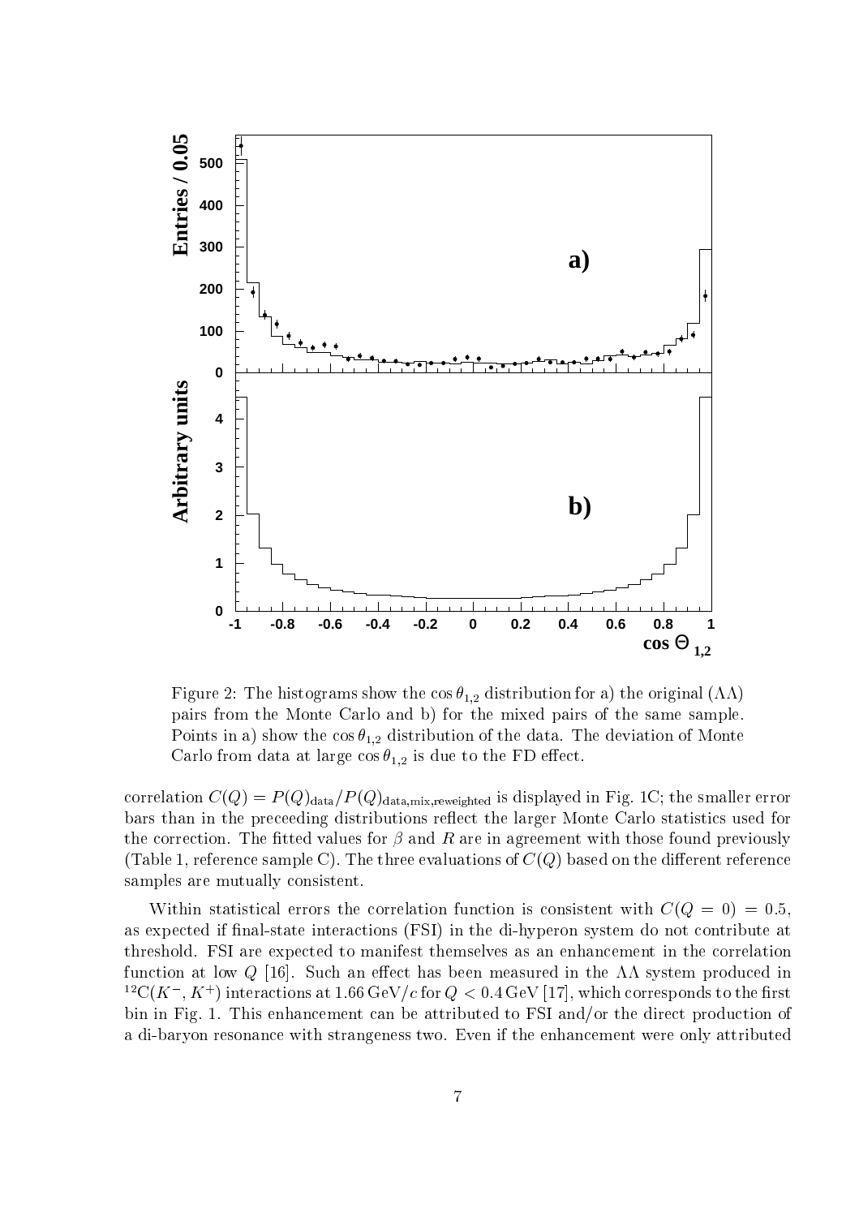Figure 2: The histograms show the $\cos\theta_{1,2}$ distribution for a) the original $(\Lambda\Lambda)$ pairs from the Monte Carlo and b) for the mixed pairs of the same sample. Points in a) show the $\cos\theta_{1,2}$ distribution of the data. The deviation of Monte Carlo from data at large $\cos\theta_{1,2}$ is due to the FD effect.

correlation $C(Q) = P(Q)_{\rm data}/P(Q)_{\rm data,mix,reweighted}$ is displayed in Fig. 1C; the smaller error bars than in the preceeding distributions reflect the larger Monte Carlo statistics used for the correction. The fitted values for $\beta$ and $R$ are in agreement with those found previously (Table 1, reference sample C). The three evaluations of $C(Q)$ based on the different reference samples are mutually consistent.

Within statistical errors the correlation function is consistent with $C(Q = 0) = 0.5$, as expected if final-state interactions (FSI) in the di-hyperon system do not contribute at threshold. FSI are expected to manifest themselves as an enhancement in the correlation function at low $Q$ [16]. Such an effect has been measured in the $\Lambda\Lambda$ system produced in $^{12}{\rm C}(K^-, K^+)$ interactions at $1.66\,{\rm GeV}/c$ for $Q < 0.4\,{\rm GeV}$ [17], which corresponds to the first bin in Fig. 1. This enhancement can be attributed to FSI and/or the direct production of a di-baryon resonance with strangeness two. Even if the enhancement were only attributed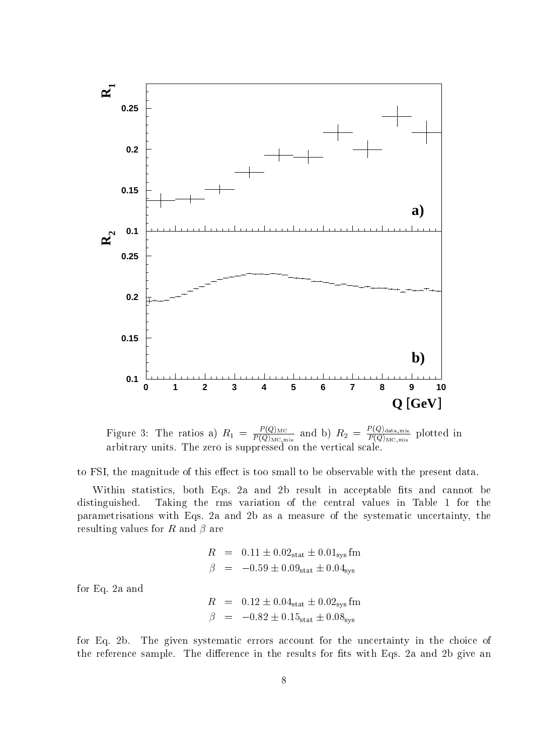Figure 3: The ratios a) $R_1 = \frac{P(Q)_{\rm MC}}{P(Q)_{\rm MC,mix}}$ and b) $R_2 = \frac{P(Q)_{\rm data,mix}}{P(Q)_{\rm MC,mix}}$ plotted in arbitrary units. The zero is suppressed on the vertical scale.

to FSI, the magnitude of this effect is too small to be observable with the present data.

Within statistics, both Eqs. 2a and 2b result in acceptable fits and cannot be distinguished. Taking the rms variation of the central values in Table 1 for the parametrisations with Eqs. 2a and 2b as a measure of the systematic uncertainty, the resulting values for $R$ and $\beta$ are

$$\begin{aligned} R &= 0.11 \pm 0.02_{\rm stat} \pm 0.01_{\rm sys}\,{\rm fm} \\ \beta &= -0.59 \pm 0.09_{\rm stat} \pm 0.04_{\rm sys} \end{aligned}$$

for Eq. 2a and

$$\begin{aligned} R &= 0.12 \pm 0.04_{\rm stat} \pm 0.02_{\rm sys}\,{\rm fm} \\ \beta &= -0.82 \pm 0.15_{\rm stat} \pm 0.08_{\rm sys} \end{aligned}$$

for Eq. 2b. The given systematic errors account for the uncertainty in the choice of the reference sample. The difference in the results for fits with Eqs. 2a and 2b give an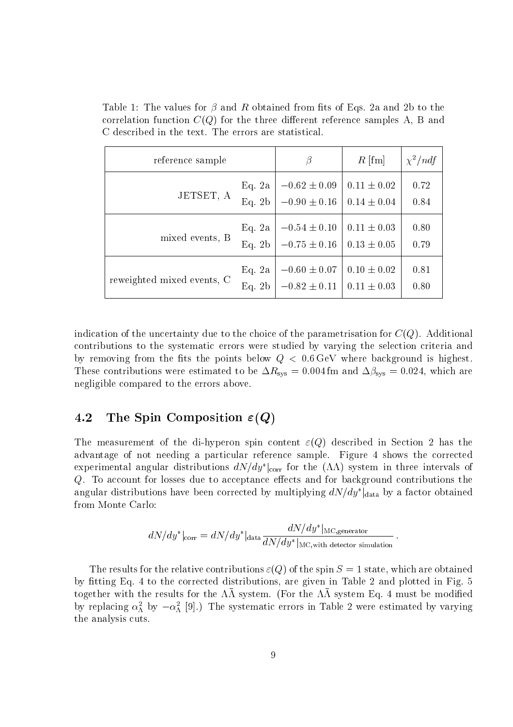Table 1: The values for $\beta$ and $R$ obtained from fits of Eqs. 2a and 2b to the correlation function $C(Q)$ for the three different reference samples A, B and C described in the text. The errors are statistical.

| reference sample | | $\beta$ | $R$ [fm] | $\chi^2/ndf$ |
|---|---|---|---|---|
| JETSET, A | Eq. 2a | $-0.62 \pm 0.09$ | $0.11 \pm 0.02$ | 0.72 |
| | Eq. 2b | $-0.90 \pm 0.16$ | $0.14 \pm 0.04$ | 0.84 |
| mixed events, B | Eq. 2a | $-0.54 \pm 0.10$ | $0.11 \pm 0.03$ | 0.80 |
| | Eq. 2b | $-0.75 \pm 0.16$ | $0.13 \pm 0.05$ | 0.79 |
| reweighted mixed events, C | Eq. 2a | $-0.60 \pm 0.07$ | $0.10 \pm 0.02$ | 0.81 |
| | Eq. 2b | $-0.82 \pm 0.11$ | $0.11 \pm 0.03$ | 0.80 |

indication of the uncertainty due to the choice of the parametrisation for $C(Q)$. Additional contributions to the systematic errors were studied by varying the selection criteria and by removing from the fits the points below $Q < 0.6\,\text{GeV}$ where background is highest. These contributions were estimated to be $\Delta R_{\text{sys}} = 0.004\,\text{fm}$ and $\Delta\beta_{\text{sys}} = 0.024$, which are negligible compared to the errors above.

## 4.2 The Spin Composition $\varepsilon(Q)$

The measurement of the di-hyperon spin content $\varepsilon(Q)$ described in Section 2 has the advantage of not needing a particular reference sample. Figure 4 shows the corrected experimental angular distributions $dN/dy^*|_{\text{corr}}$ for the $(\Lambda\Lambda)$ system in three intervals of $Q$. To account for losses due to acceptance effects and for background contributions the angular distributions have been corrected by multiplying $dN/dy^*|_{\text{data}}$ by a factor obtained from Monte Carlo:

$$dN/dy^*|_{\text{corr}} = dN/dy^*|_{\text{data}} \frac{dN/dy^*|_{\text{MC,generator}}}{dN/dy^*|_{\text{MC,with detector simulation}}}.$$

The results for the relative contributions $\varepsilon(Q)$ of the spin $S = 1$ state, which are obtained by fitting Eq. 4 to the corrected distributions, are given in Table 2 and plotted in Fig. 5 together with the results for the $\Lambda\bar{\Lambda}$ system. (For the $\Lambda\bar{\Lambda}$ system Eq. 4 must be modified by replacing $\alpha_\Lambda^2$ by $-\alpha_\Lambda^2$ [9].) The systematic errors in Table 2 were estimated by varying the analysis cuts.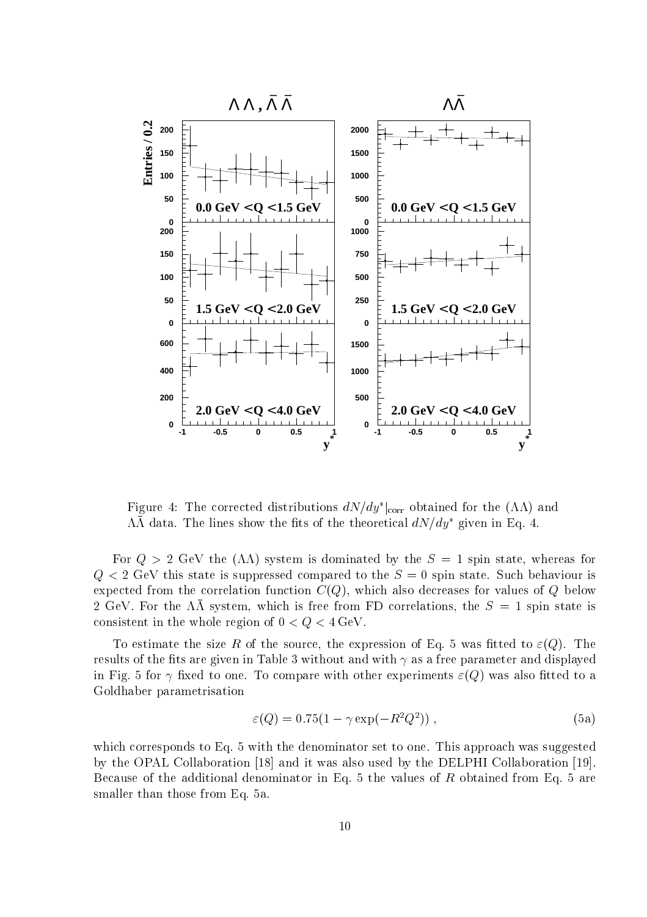Figure 4: The corrected distributions $dN/dy^*|_{\rm corr}$ obtained for the $(\Lambda\Lambda)$ and $\Lambda\bar{\Lambda}$ data. The lines show the fits of the theoretical $dN/dy^*$ given in Eq. 4.

For $Q > 2$ GeV the $(\Lambda\Lambda)$ system is dominated by the $S = 1$ spin state, whereas for $Q < 2$ GeV this state is suppressed compared to the $S = 0$ spin state. Such behaviour is expected from the correlation function $C(Q)$, which also decreases for values of $Q$ below 2 GeV. For the $\Lambda\bar{\Lambda}$ system, which is free from FD correlations, the $S = 1$ spin state is consistent in the whole region of $0 < Q < 4\,\text{GeV}$.

To estimate the size $R$ of the source, the expression of Eq. 5 was fitted to $\varepsilon(Q)$. The results of the fits are given in Table 3 without and with $\gamma$ as a free parameter and displayed in Fig. 5 for $\gamma$ fixed to one. To compare with other experiments $\varepsilon(Q)$ was also fitted to a Goldhaber parametrisation

$$\varepsilon(Q) = 0.75(1 - \gamma \exp(-R^2 Q^2)) \,, \tag{5a}$$

which corresponds to Eq. 5 with the denominator set to one. This approach was suggested by the OPAL Collaboration [18] and it was also used by the DELPHI Collaboration [19]. Because of the additional denominator in Eq. 5 the values of $R$ obtained from Eq. 5 are smaller than those from Eq. 5a.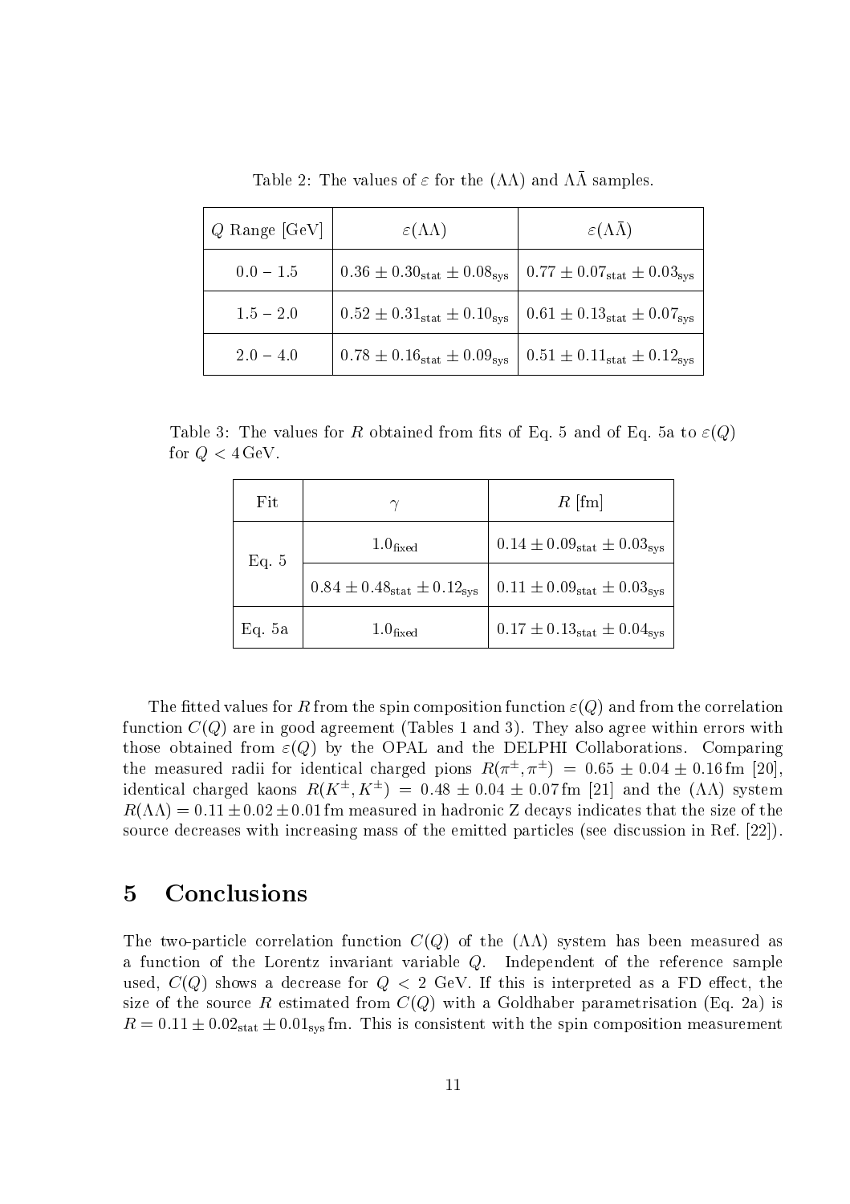Table 2: The values of $\varepsilon$ for the $(\Lambda\Lambda)$ and $\Lambda\bar{\Lambda}$ samples.

| $Q$ Range [GeV] | $\varepsilon(\Lambda\Lambda)$ | $\varepsilon(\Lambda\bar{\Lambda})$ |
|---|---|---|
| $0.0 - 1.5$ | $0.36 \pm 0.30_{\rm stat} \pm 0.08_{\rm sys}$ | $0.77 \pm 0.07_{\rm stat} \pm 0.03_{\rm sys}$ |
| $1.5 - 2.0$ | $0.52 \pm 0.31_{\rm stat} \pm 0.10_{\rm sys}$ | $0.61 \pm 0.13_{\rm stat} \pm 0.07_{\rm sys}$ |
| $2.0 - 4.0$ | $0.78 \pm 0.16_{\rm stat} \pm 0.09_{\rm sys}$ | $0.51 \pm 0.11_{\rm stat} \pm 0.12_{\rm sys}$ |

Table 3: The values for $R$ obtained from fits of Eq. 5 and of Eq. 5a to $\varepsilon(Q)$ for $Q < 4\,\text{GeV}$.

| Fit | $\gamma$ | $R$ [fm] |
|---|---|---|
| Eq. 5 | $1.0_{\rm fixed}$ | $0.14 \pm 0.09_{\rm stat} \pm 0.03_{\rm sys}$ |
| | $0.84 \pm 0.48_{\rm stat} \pm 0.12_{\rm sys}$ | $0.11 \pm 0.09_{\rm stat} \pm 0.03_{\rm sys}$ |
| Eq. 5a | $1.0_{\rm fixed}$ | $0.17 \pm 0.13_{\rm stat} \pm 0.04_{\rm sys}$ |

The fitted values for $R$ from the spin composition function $\varepsilon(Q)$ and from the correlation function $C(Q)$ are in good agreement (Tables 1 and 3). They also agree within errors with those obtained from $\varepsilon(Q)$ by the OPAL and the DELPHI Collaborations. Comparing the measured radii for identical charged pions $R(\pi^\pm, \pi^\pm) = 0.65 \pm 0.04 \pm 0.16\,\text{fm}$ [20], identical charged kaons $R(K^\pm, K^\pm) = 0.48 \pm 0.04 \pm 0.07\,\text{fm}$ [21] and the $(\Lambda\Lambda)$ system $R(\Lambda\Lambda) = 0.11 \pm 0.02 \pm 0.01\,\text{fm}$ measured in hadronic Z decays indicates that the size of the source decreases with increasing mass of the emitted particles (see discussion in Ref. [22]).

## 5 Conclusions

The two-particle correlation function $C(Q)$ of the $(\Lambda\Lambda)$ system has been measured as a function of the Lorentz invariant variable $Q$. Independent of the reference sample used, $C(Q)$ shows a decrease for $Q < 2$ GeV. If this is interpreted as a FD effect, the size of the source $R$ estimated from $C(Q)$ with a Goldhaber parametrisation (Eq. 2a) is $R = 0.11 \pm 0.02_{\rm stat} \pm 0.01_{\rm sys}\,\text{fm}$. This is consistent with the spin composition measurement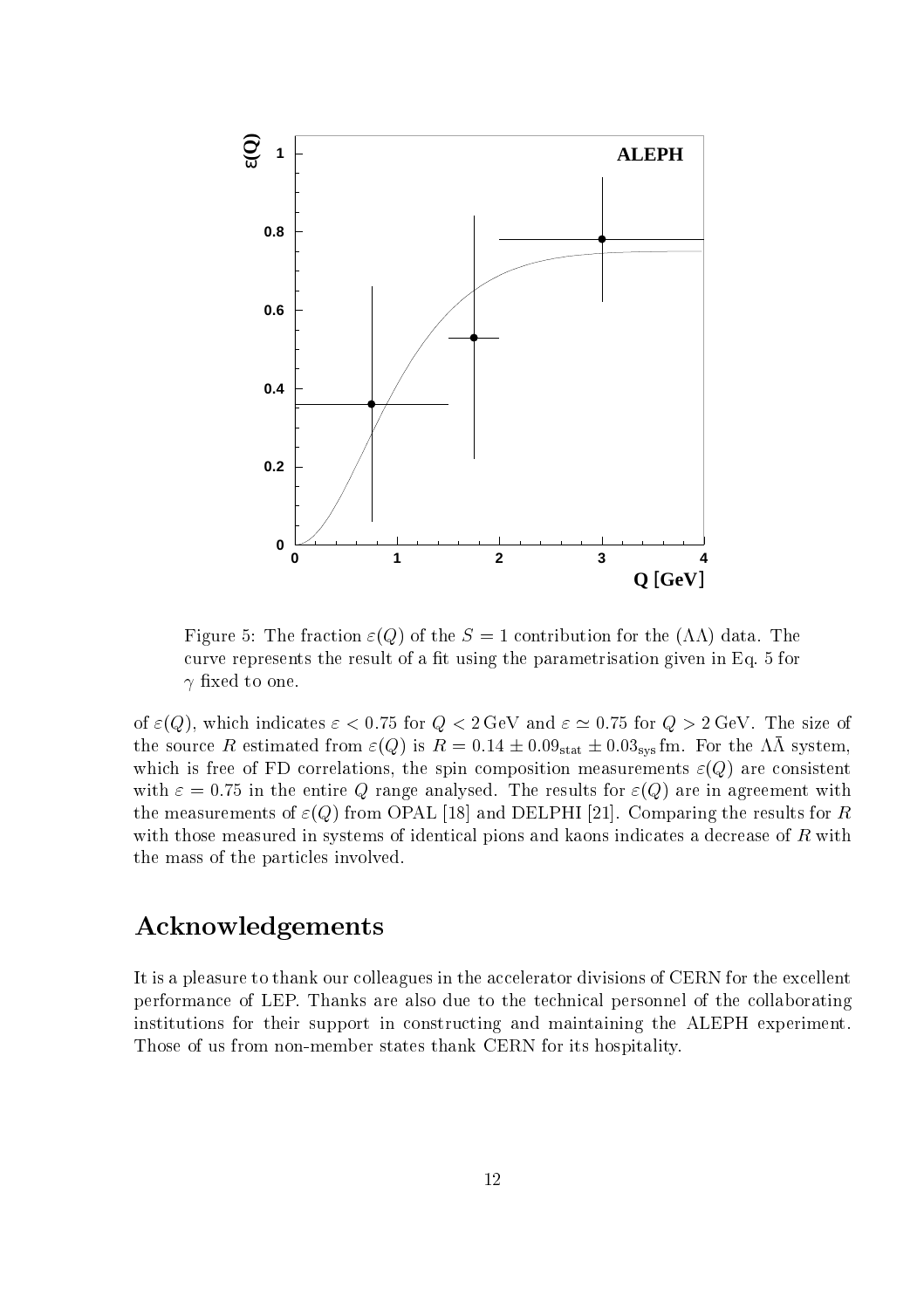Figure 5: The fraction $\varepsilon(Q)$ of the $S = 1$ contribution for the $(\Lambda\Lambda)$ data. The curve represents the result of a fit using the parametrisation given in Eq. 5 for $\gamma$ fixed to one.

of $\varepsilon(Q)$, which indicates $\varepsilon < 0.75$ for $Q < 2\,\mathrm{GeV}$ and $\varepsilon \simeq 0.75$ for $Q > 2\,\mathrm{GeV}$. The size of the source $R$ estimated from $\varepsilon(Q)$ is $R = 0.14 \pm 0.09_{\mathrm{stat}} \pm 0.03_{\mathrm{sys}}\,\mathrm{fm}$. For the $\Lambda\bar{\Lambda}$ system, which is free of FD correlations, the spin composition measurements $\varepsilon(Q)$ are consistent with $\varepsilon = 0.75$ in the entire $Q$ range analysed. The results for $\varepsilon(Q)$ are in agreement with the measurements of $\varepsilon(Q)$ from OPAL [18] and DELPHI [21]. Comparing the results for $R$ with those measured in systems of identical pions and kaons indicates a decrease of $R$ with the mass of the particles involved.

## Acknowledgements

It is a pleasure to thank our colleagues in the accelerator divisions of CERN for the excellent performance of LEP. Thanks are also due to the technical personnel of the collaborating institutions for their support in constructing and maintaining the ALEPH experiment. Those of us from non-member states thank CERN for its hospitality.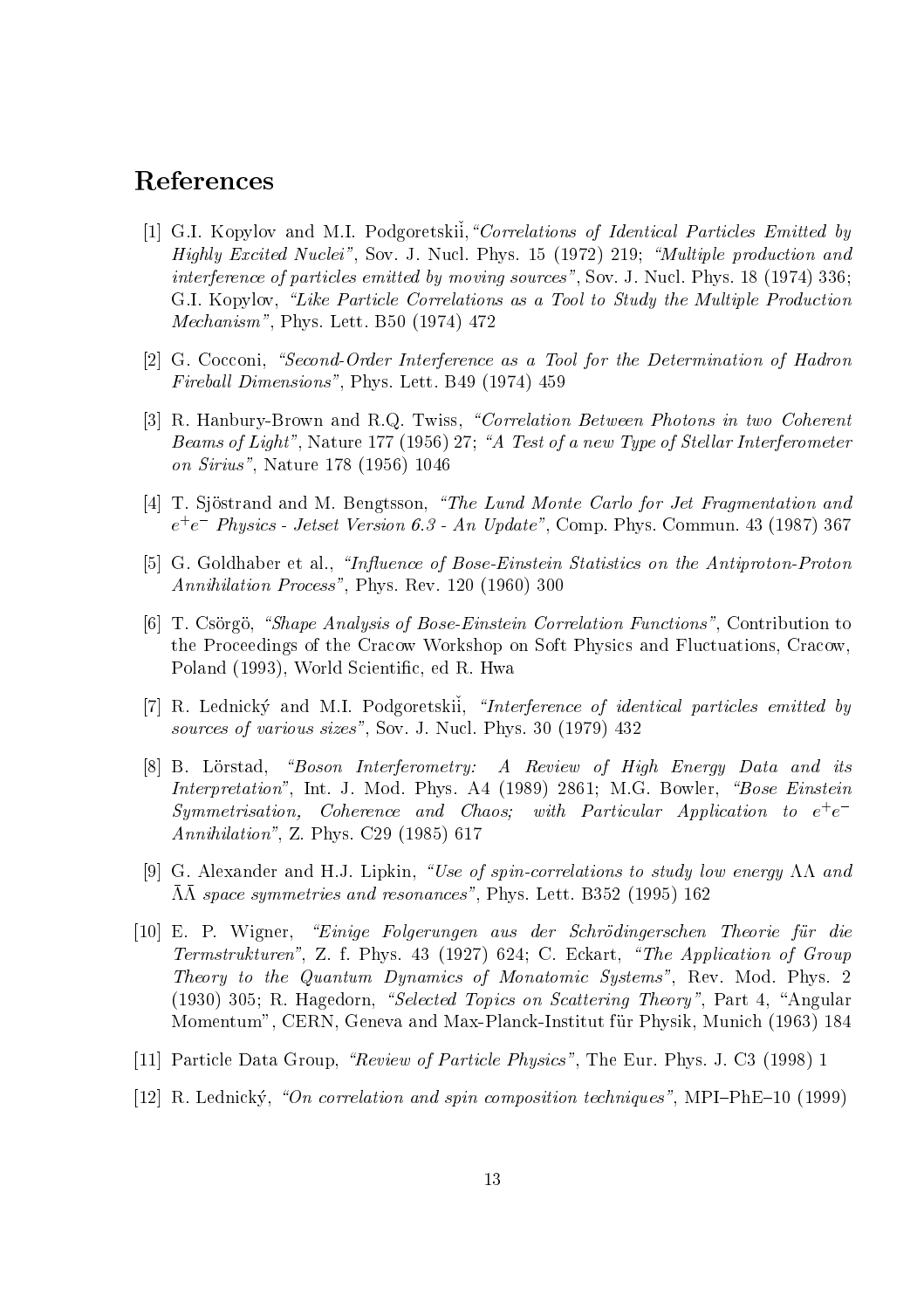## References

[1] G.I. Kopylov and M.I. Podgoretskiĭ, *"Correlations of Identical Particles Emitted by Highly Excited Nuclei"*, Sov. J. Nucl. Phys. 15 (1972) 219; *"Multiple production and interference of particles emitted by moving sources"*, Sov. J. Nucl. Phys. 18 (1974) 336; G.I. Kopylov, *"Like Particle Correlations as a Tool to Study the Multiple Production Mechanism"*, Phys. Lett. B50 (1974) 472

[2] G. Cocconi, *"Second-Order Interference as a Tool for the Determination of Hadron Fireball Dimensions"*, Phys. Lett. B49 (1974) 459

[3] R. Hanbury-Brown and R.Q. Twiss, *"Correlation Between Photons in two Coherent Beams of Light"*, Nature 177 (1956) 27; *"A Test of a new Type of Stellar Interferometer on Sirius"*, Nature 178 (1956) 1046

[4] T. Sjöstrand and M. Bengtsson, *"The Lund Monte Carlo for Jet Fragmentation and $e^+e^-$ Physics - Jetset Version 6.3 - An Update"*, Comp. Phys. Commun. 43 (1987) 367

[5] G. Goldhaber et al., *"Influence of Bose-Einstein Statistics on the Antiproton-Proton Annihilation Process"*, Phys. Rev. 120 (1960) 300

[6] T. Csörgö, *"Shape Analysis of Bose-Einstein Correlation Functions"*, Contribution to the Proceedings of the Cracow Workshop on Soft Physics and Fluctuations, Cracow, Poland (1993), World Scientific, ed R. Hwa

[7] R. Lednický and M.I. Podgoretskiĭ, *"Interference of identical particles emitted by sources of various sizes"*, Sov. J. Nucl. Phys. 30 (1979) 432

[8] B. Lörstad, *"Boson Interferometry: A Review of High Energy Data and its Interpretation"*, Int. J. Mod. Phys. A4 (1989) 2861; M.G. Bowler, *"Bose Einstein Symmetrisation, Coherence and Chaos; with Particular Application to $e^+e^-$ Annihilation"*, Z. Phys. C29 (1985) 617

[9] G. Alexander and H.J. Lipkin, *"Use of spin-correlations to study low energy $\Lambda\Lambda$ and $\bar{\Lambda}\bar{\Lambda}$ space symmetries and resonances"*, Phys. Lett. B352 (1995) 162

[10] E. P. Wigner, *"Einige Folgerungen aus der Schrödingerschen Theorie für die Termstrukturen"*, Z. f. Phys. 43 (1927) 624; C. Eckart, *"The Application of Group Theory to the Quantum Dynamics of Monatomic Systems"*, Rev. Mod. Phys. 2 (1930) 305; R. Hagedorn, *"Selected Topics on Scattering Theory"*, Part 4, "Angular Momentum", CERN, Geneva and Max-Planck-Institut für Physik, Munich (1963) 184

[11] Particle Data Group, *"Review of Particle Physics"*, The Eur. Phys. J. C3 (1998) 1

[12] R. Lednický, *"On correlation and spin composition techniques"*, MPI–PhE–10 (1999)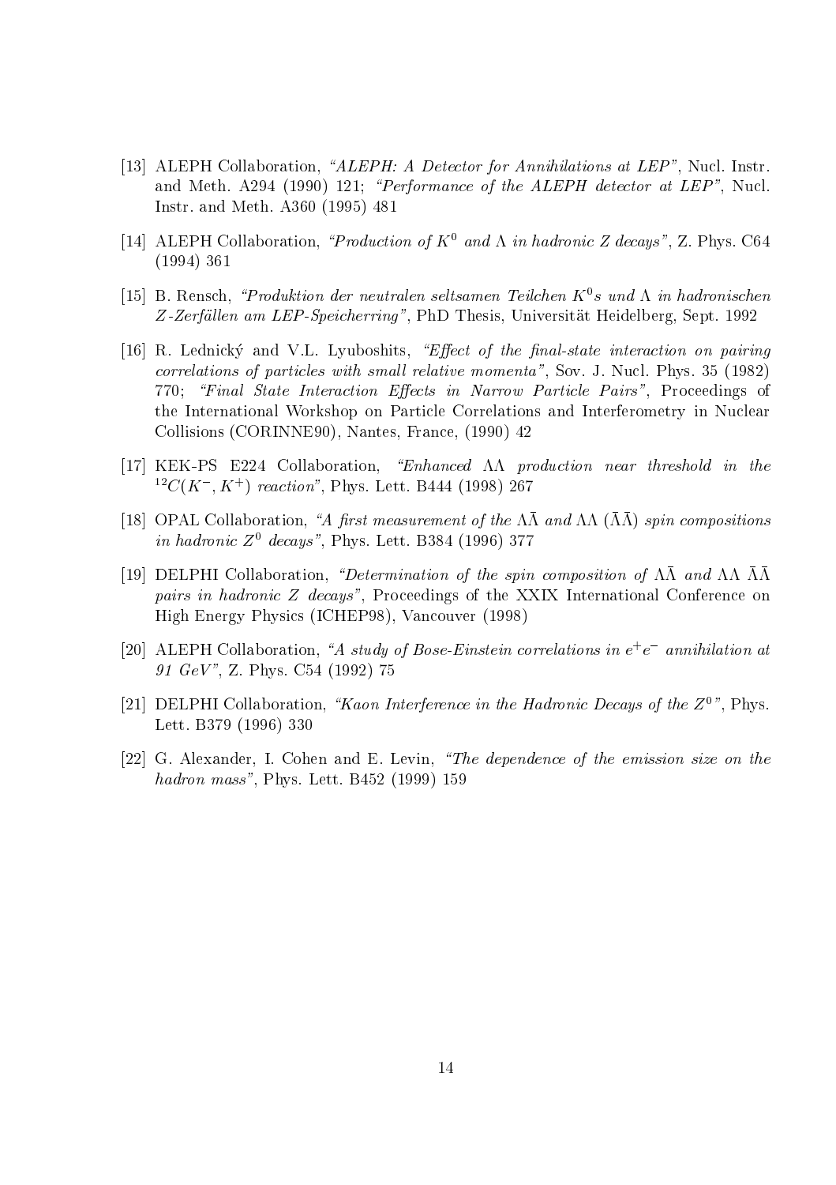[13] ALEPH Collaboration, *"ALEPH: A Detector for Annihilations at LEP"*, Nucl. Instr. and Meth. A294 (1990) 121; *"Performance of the ALEPH detector at LEP"*, Nucl. Instr. and Meth. A360 (1995) 481

[14] ALEPH Collaboration, *"Production of $K^0$ and $\Lambda$ in hadronic Z decays"*, Z. Phys. C64 (1994) 361

[15] B. Rensch, *"Produktion der neutralen seltsamen Teilchen $K^0$s und $\Lambda$ in hadronischen Z-Zerfällen am LEP-Speicherring"*, PhD Thesis, Universität Heidelberg, Sept. 1992

[16] R. Lednický and V.L. Lyuboshits, *"Effect of the final-state interaction on pairing correlations of particles with small relative momenta"*, Sov. J. Nucl. Phys. 35 (1982) 770; *"Final State Interaction Effects in Narrow Particle Pairs"*, Proceedings of the International Workshop on Particle Correlations and Interferometry in Nuclear Collisions (CORINNE90), Nantes, France, (1990) 42

[17] KEK-PS E224 Collaboration, *"Enhanced $\Lambda\Lambda$ production near threshold in the $^{12}C(K^-, K^+)$ reaction"*, Phys. Lett. B444 (1998) 267

[18] OPAL Collaboration, *"A first measurement of the $\Lambda\bar{\Lambda}$ and $\Lambda\Lambda$ ($\bar{\Lambda}\bar{\Lambda}$) spin compositions in hadronic $Z^0$ decays"*, Phys. Lett. B384 (1996) 377

[19] DELPHI Collaboration, *"Determination of the spin composition of $\Lambda\bar{\Lambda}$ and $\Lambda\Lambda$ $\bar{\Lambda}\bar{\Lambda}$ pairs in hadronic Z decays"*, Proceedings of the XXIX International Conference on High Energy Physics (ICHEP98), Vancouver (1998)

[20] ALEPH Collaboration, *"A study of Bose-Einstein correlations in $e^+e^-$ annihilation at 91 GeV"*, Z. Phys. C54 (1992) 75

[21] DELPHI Collaboration, *"Kaon Interference in the Hadronic Decays of the $Z^0$"*, Phys. Lett. B379 (1996) 330

[22] G. Alexander, I. Cohen and E. Levin, *"The dependence of the emission size on the hadron mass"*, Phys. Lett. B452 (1999) 159